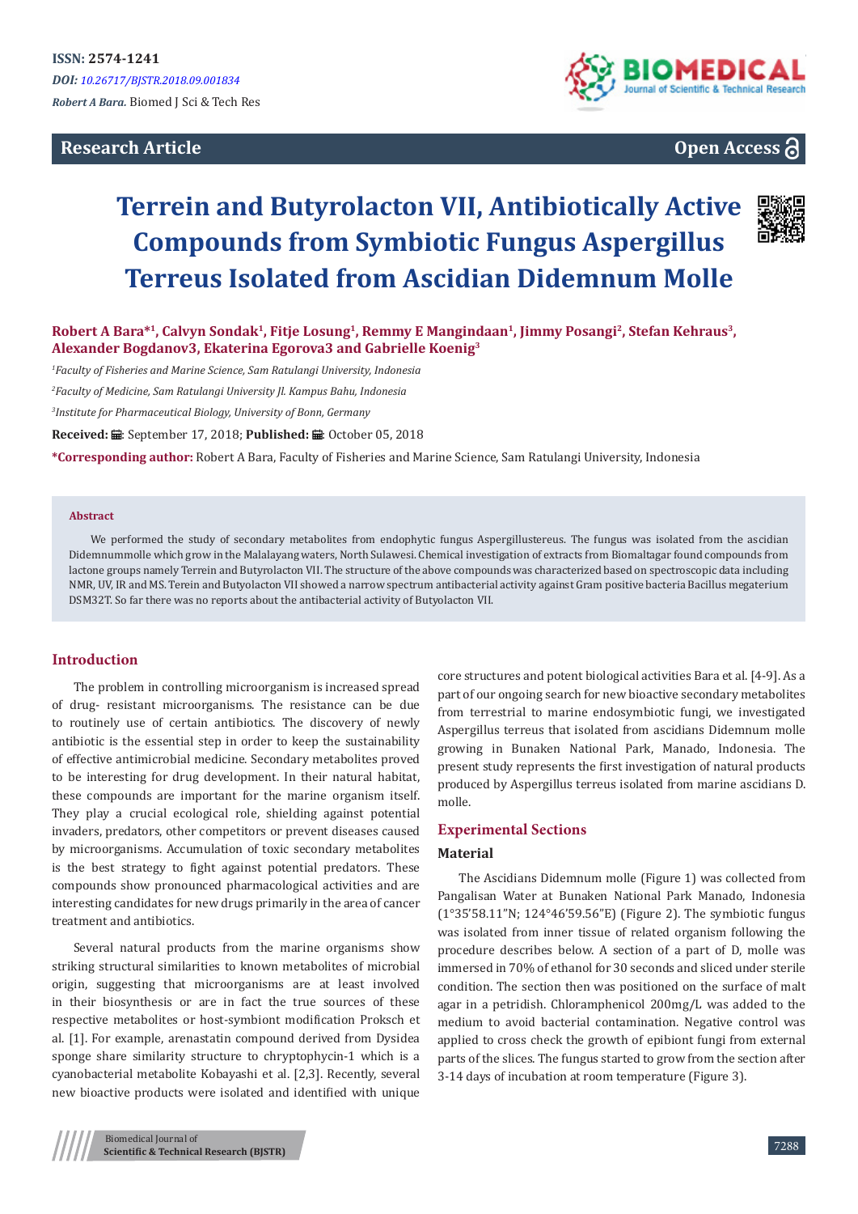ISSN: 2574-1241

*DOI: 10.26717/BJSTR.2018.09.001834*

*Robert A Bara.* Biomed J Sci & Tech Res

**Research Article** **Open Access**

# Terrein and Butyrolacton VII, Antibiotically Active Compounds from Symbiotic Fungus Aspergillus Terreus Isolated from Ascidian Didemnum Molle

**Robert A Bara*[1], Calvyn Sondak[1], Fitje Losung[1], Remmy E Mangindaan[1], Jimmy Posangi[2], Stefan Kehraus[3], Alexander Bogdanov3, Ekaterina Egorova3 and Gabrielle Koenig[3]**

[1]*Faculty of Fisheries and Marine Science, Sam Ratulangi University, Indonesia*

[2]*Faculty of Medicine, Sam Ratulangi University Jl. Kampus Bahu, Indonesia*

[3]*Institute for Pharmaceutical Biology, University of Bonn, Germany*

**Received:** September 17, 2018; **Published:** October 05, 2018

***Corresponding author:** Robert A Bara, Faculty of Fisheries and Marine Science, Sam Ratulangi University, Indonesia

**Abstract**

We performed the study of secondary metabolites from endophytic fungus Aspergillustereus. The fungus was isolated from the ascidian Didemnummolle which grow in the Malalayang waters, North Sulawesi. Chemical investigation of extracts from Biomaltagar found compounds from lactone groups namely Terrein and Butyrolacton VII. The structure of the above compounds was characterized based on spectroscopic data including NMR, UV, IR and MS. Terein and Butyolacton VII showed a narrow spectrum antibacterial activity against Gram positive bacteria Bacillus megaterium DSM32T. So far there was no reports about the antibacterial activity of Butyolacton VII.

## Introduction

The problem in controlling microorganism is increased spread of drug- resistant microorganisms. The resistance can be due to routinely use of certain antibiotics. The discovery of newly antibiotic is the essential step in order to keep the sustainability of effective antimicrobial medicine. Secondary metabolites proved to be interesting for drug development. In their natural habitat, these compounds are important for the marine organism itself. They play a crucial ecological role, shielding against potential invaders, predators, other competitors or prevent diseases caused by microorganisms. Accumulation of toxic secondary metabolites is the best strategy to fight against potential predators. These compounds show pronounced pharmacological activities and are interesting candidates for new drugs primarily in the area of cancer treatment and antibiotics.

Several natural products from the marine organisms show striking structural similarities to known metabolites of microbial origin, suggesting that microorganisms are at least involved in their biosynthesis or are in fact the true sources of these respective metabolites or host-symbiont modification Proksch et al. [1]. For example, arenastatin compound derived from Dysidea sponge share similarity structure to chryptophycin-1 which is a cyanobacterial metabolite Kobayashi et al. [2,3]. Recently, several new bioactive products were isolated and identified with unique core structures and potent biological activities Bara et al. [4-9]. As a part of our ongoing search for new bioactive secondary metabolites from terrestrial to marine endosymbiotic fungi, we investigated Aspergillus terreus that isolated from ascidians Didemnum molle growing in Bunaken National Park, Manado, Indonesia. The present study represents the first investigation of natural products produced by Aspergillus terreus isolated from marine ascidians D. molle.

## Experimental Sections

### Material

The Ascidians Didemnum molle (Figure 1) was collected from Pangalisan Water at Bunaken National Park Manado, Indonesia (1°35'58.11"N; 124°46'59.56"E) (Figure 2). The symbiotic fungus was isolated from inner tissue of related organism following the procedure describes below. A section of a part of D, molle was immersed in 70% of ethanol for 30 seconds and sliced under sterile condition. The section then was positioned on the surface of malt agar in a petridish. Chloramphenicol 200mg/L was added to the medium to avoid bacterial contamination. Negative control was applied to cross check the growth of epibiont fungi from external parts of the slices. The fungus started to grow from the section after 3-14 days of incubation at room temperature (Figure 3).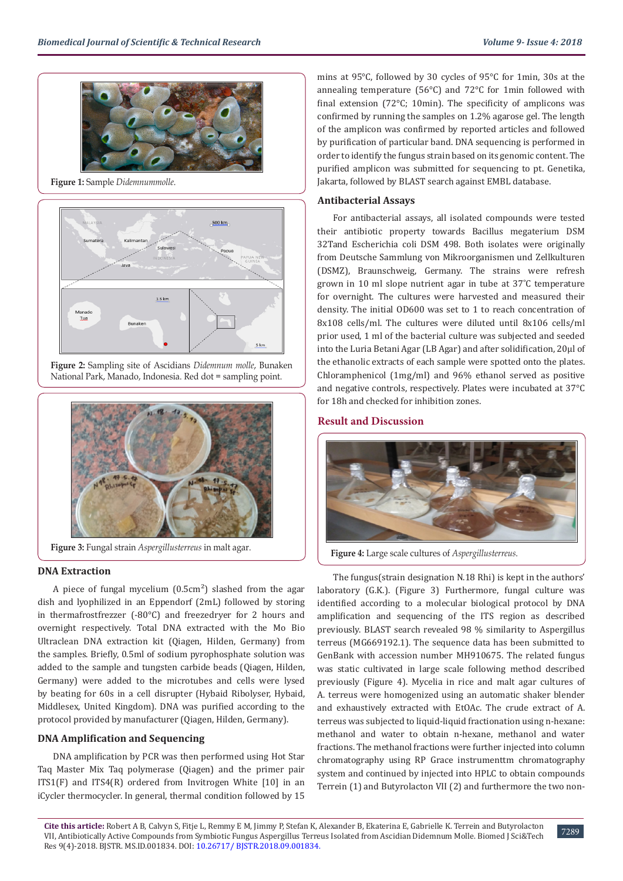Figure 1: Sample *Didemnummolle.*

Figure 2: Sampling site of Ascidians *Didemnum molle*, Bunaken National Park, Manado, Indonesia. Red dot = sampling point.

Figure 3: Fungal strain *Aspergillusterreus* in malt agar.

## DNA Extraction

A piece of fungal mycelium (0.5cm$^2$) slashed from the agar dish and lyophilized in an Eppendorf (2mL) followed by storing in thermafrostfrezzer (-80°C) and freezedryer for 2 hours and overnight respectively. Total DNA extracted with the Mo Bio Ultraclean DNA extraction kit (Qiagen, Hilden, Germany) from the samples. Briefly, 0.5ml of sodium pyrophosphate solution was added to the sample and tungsten carbide beads (Qiagen, Hilden, Germany) were added to the microtubes and cells were lysed by beating for 60s in a cell disrupter (Hybaid Ribolyser, Hybaid, Middlesex, United Kingdom). DNA was purified according to the protocol provided by manufacturer (Qiagen, Hilden, Germany).

## DNA Amplification and Sequencing

DNA amplification by PCR was then performed using Hot Star Taq Master Mix Taq polymerase (Qiagen) and the primer pair ITS1(F) and ITS4(R) ordered from Invitrogen White [10] in an iCycler thermocycler. In general, thermal condition followed by 15 mins at 95°C, followed by 30 cycles of 95°C for 1min, 30s at the annealing temperature (56°C) and 72°C for 1min followed with final extension (72°C; 10min). The specificity of amplicons was confirmed by running the samples on 1.2% agarose gel. The length of the amplicon was confirmed by reported articles and followed by purification of particular band. DNA sequencing is performed in order to identify the fungus strain based on its genomic content. The purified amplicon was submitted for sequencing to pt. Genetika, Jakarta, followed by BLAST search against EMBL database.

## Antibacterial Assays

For antibacterial assays, all isolated compounds were tested their antibiotic property towards Bacillus megaterium DSM 32Tand Escherichia coli DSM 498. Both isolates were originally from Deutsche Sammlung von Mikroorganismen und Zellkulturen (DSMZ), Braunschweig, Germany. The strains were refresh grown in 10 ml slope nutrient agar in tube at 37°C temperature for overnight. The cultures were harvested and measured their density. The initial OD600 was set to 1 to reach concentration of 8x108 cells/ml. The cultures were diluted until 8x106 cells/ml prior used, 1 ml of the bacterial culture was subjected and seeded into the Luria Betani Agar (LB Agar) and after solidification, 20µl of the ethanolic extracts of each sample were spotted onto the plates. Chloramphenicol (1mg/ml) and 96% ethanol served as positive and negative controls, respectively. Plates were incubated at 37°C for 18h and checked for inhibition zones.

## Result and Discussion

Figure 4: Large scale cultures of *Aspergillusterreus.*

The fungus(strain designation N.18 Rhi) is kept in the authors' laboratory (G.K.). (Figure 3) Furthermore, fungal culture was identified according to a molecular biological protocol by DNA amplification and sequencing of the ITS region as described previously. BLAST search revealed 98 % similarity to Aspergillus terreus (MG669192.1). The sequence data has been submitted to GenBank with accession number MH910675. The related fungus was static cultivated in large scale following method described previously (Figure 4). Mycelia in rice and malt agar cultures of A. terreus were homogenized using an automatic shaker blender and exhaustively extracted with EtOAc. The crude extract of A. terreus was subjected to liquid-liquid fractionation using n-hexane: methanol and water to obtain n-hexane, methanol and water fractions. The methanol fractions were further injected into column chromatography using RP Grace instrumenttm chromatography system and continued by injected into HPLC to obtain compounds Terrein (1) and Butyrolacton VII (2) and furthermore the two non-

**Cite this article:** Robert A B, Calvyn S, Fitje L, Remmy E M, Jimmy P, Stefan K, Alexander B, Ekaterina E, Gabrielle K. Terrein and Butyrolacton VII, Antibiotically Active Compounds from Symbiotic Fungus Aspergillus Terreus Isolated from Ascidian Didemnum Molle. Biomed J Sci&Tech Res 9(4)-2018. BJSTR. MS.ID.001834. DOI: 10.26717/ BJSTR.2018.09.001834.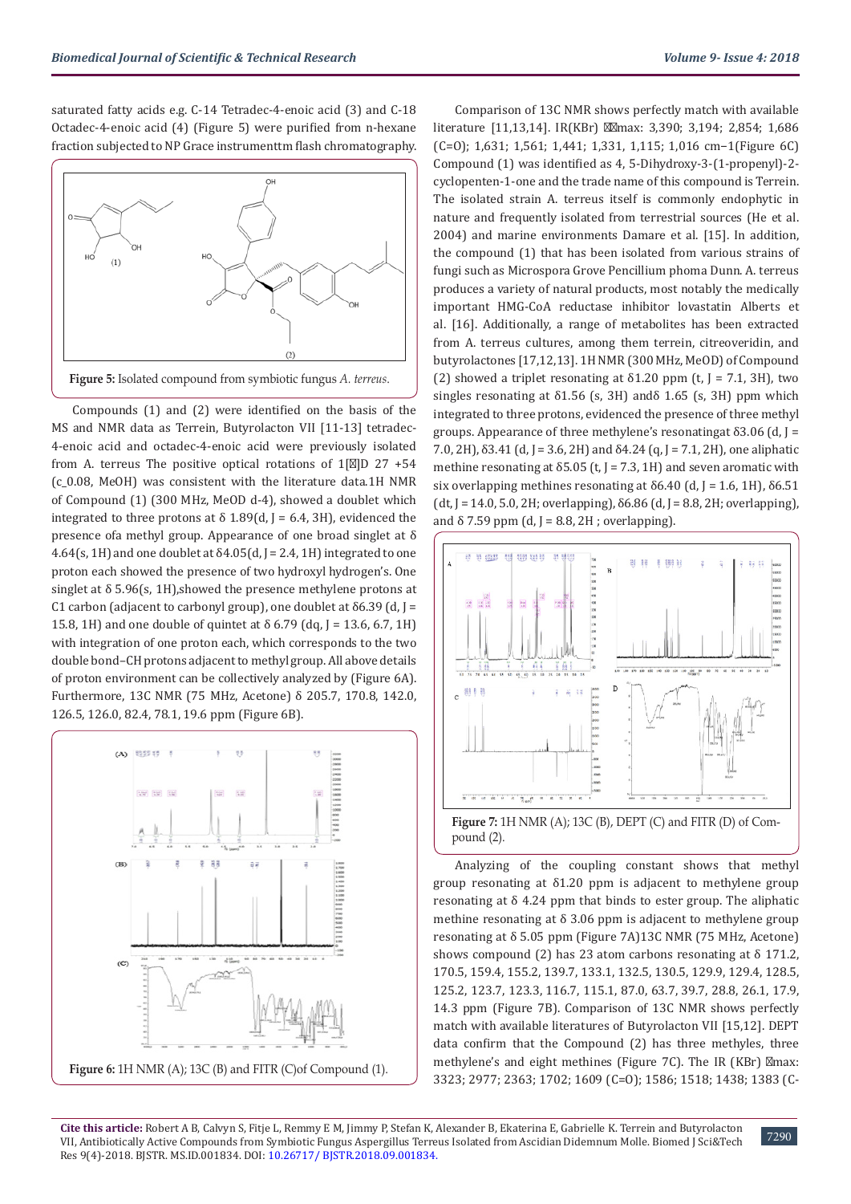saturated fatty acids e.g. C-14 Tetradec-4-enoic acid (3) and C-18 Octadec-4-enoic acid (4) (Figure 5) were purified from n-hexane fraction subjected to NP Grace instrumenttm flash chromatography.

**Figure 5:** Isolated compound from symbiotic fungus *A. terreus*.

Compounds (1) and (2) were identified on the basis of the MS and NMR data as Terrein, Butyrolacton VII [11-13] tetradec-4-enoic acid and octadec-4-enoic acid were previously isolated from A. terreus The positive optical rotations of 1[]D 27 +54 (c_0.08, MeOH) was consistent with the literature data.1H NMR of Compound (1) (300 MHz, MeOD d-4), showed a doublet which integrated to three protons at δ 1.89(d, J = 6.4, 3H), evidenced the presence ofa methyl group. Appearance of one broad singlet at δ 4.64(s, 1H) and one doublet at δ4.05(d, J = 2.4, 1H) integrated to one proton each showed the presence of two hydroxyl hydrogen's. One singlet at δ 5.96(s, 1H),showed the presence methylene protons at C1 carbon (adjacent to carbonyl group), one doublet at δ6.39 (d, J = 15.8, 1H) and one double of quintet at δ 6.79 (dq, J = 13.6, 6.7, 1H) with integration of one proton each, which corresponds to the two double bond–CH protons adjacent to methyl group. All above details of proton environment can be collectively analyzed by (Figure 6A). Furthermore, 13C NMR (75 MHz, Acetone) δ 205.7, 170.8, 142.0, 126.5, 126.0, 82.4, 78.1, 19.6 ppm (Figure 6B).

**Figure 6:** 1H NMR (A); 13C (B) and FITR (C)of Compound (1).

Comparison of 13C NMR shows perfectly match with available literature [11,13,14]. IR(KBr) max: 3,390; 3,194; 2,854; 1,686 (C=O); 1,631; 1,561; 1,441; 1,331, 1,115; 1,016 cm−1(Figure 6C) Compound (1) was identified as 4, 5-Dihydroxy-3-(1-propenyl)-2-cyclopenten-1-one and the trade name of this compound is Terrein. The isolated strain A. terreus itself is commonly endophytic in nature and frequently isolated from terrestrial sources (He et al. 2004) and marine environments Damare et al. [15]. In addition, the compound (1) that has been isolated from various strains of fungi such as Microspora Grove Pencillium phoma Dunn. A. terreus produces a variety of natural products, most notably the medically important HMG-CoA reductase inhibitor lovastatin Alberts et al. [16]. Additionally, a range of metabolites has been extracted from A. terreus cultures, among them terrein, citreoveridin, and butyrolactones [17,12,13]. 1H NMR (300 MHz, MeOD) of Compound (2) showed a triplet resonating at δ1.20 ppm (t, J = 7.1, 3H), two singles resonating at δ1.56 (s, 3H) andδ 1.65 (s, 3H) ppm which integrated to three protons, evidenced the presence of three methyl groups. Appearance of three methylene's resonatingat δ3.06 (d, J = 7.0, 2H), δ3.41 (d, J = 3.6, 2H) and δ4.24 (q, J = 7.1, 2H), one aliphatic methine resonating at δ5.05 (t, J = 7.3, 1H) and seven aromatic with six overlapping methines resonating at δ6.40 (d, J = 1.6, 1H), δ6.51 (dt, J = 14.0, 5.0, 2H; overlapping), δ6.86 (d, J = 8.8, 2H; overlapping), and δ 7.59 ppm (d, J = 8.8, 2H ; overlapping).

**Figure 7:** 1H NMR (A); 13C (B), DEPT (C) and FITR (D) of Compound (2).

Analyzing of the coupling constant shows that methyl group resonating at δ1.20 ppm is adjacent to methylene group resonating at δ 4.24 ppm that binds to ester group. The aliphatic methine resonating at δ 3.06 ppm is adjacent to methylene group resonating at δ 5.05 ppm (Figure 7A)13C NMR (75 MHz, Acetone) shows compound (2) has 23 atom carbons resonating at δ 171.2, 170.5, 159.4, 155.2, 139.7, 133.1, 132.5, 130.5, 129.9, 129.4, 128.5, 125.2, 123.7, 123.3, 116.7, 115.1, 87.0, 63.7, 39.7, 28.8, 26.1, 17.9, 14.3 ppm (Figure 7B). Comparison of 13C NMR shows perfectly match with available literatures of Butyrolacton VII [15,12]. DEPT data confirm that the Compound (2) has three methyles, three methylene's and eight methines (Figure 7C). The IR (KBr) max: 3323; 2977; 2363; 1702; 1609 (C=O); 1586; 1518; 1438; 1383 (C-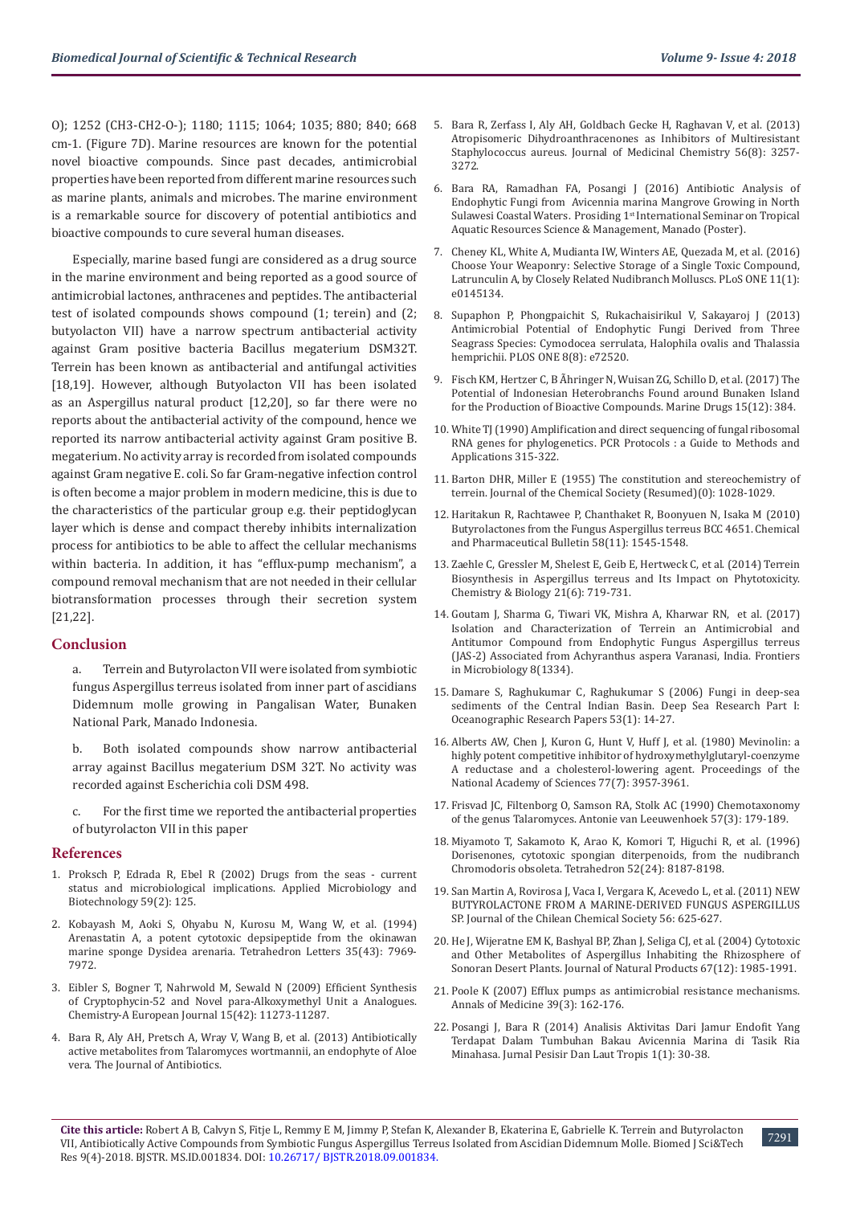O); 1252 ($CH_3$-$CH_2$-O-); 1180; 1115; 1064; 1035; 880; 840; 668 cm-1. (Figure 7D). Marine resources are known for the potential novel bioactive compounds. Since past decades, antimicrobial properties have been reported from different marine resources such as marine plants, animals and microbes. The marine environment is a remarkable source for discovery of potential antibiotics and bioactive compounds to cure several human diseases.

Especially, marine based fungi are considered as a drug source in the marine environment and being reported as a good source of antimicrobial lactones, anthracenes and peptides. The antibacterial test of isolated compounds shows compound (1; terein) and (2; butyolacton VII) have a narrow spectrum antibacterial activity against Gram positive bacteria Bacillus megaterium DSM32T. Terrein has been known as antibacterial and antifungal activities [18,19]. However, although Butyolacton VII has been isolated as an Aspergillus natural product [12,20], so far there were no reports about the antibacterial activity of the compound, hence we reported its narrow antibacterial activity against Gram positive B. megaterium. No activity array is recorded from isolated compounds against Gram negative E. coli. So far Gram-negative infection control is often become a major problem in modern medicine, this is due to the characteristics of the particular group e.g. their peptidoglycan layer which is dense and compact thereby inhibits internalization process for antibiotics to be able to affect the cellular mechanisms within bacteria. In addition, it has "efflux-pump mechanism", a compound removal mechanism that are not needed in their cellular biotransformation processes through their secretion system [21,22].

## Conclusion

a. Terrein and Butyrolacton VII were isolated from symbiotic fungus Aspergillus terreus isolated from inner part of ascidians Didemnum molle growing in Pangalisan Water, Bunaken National Park, Manado Indonesia.

b. Both isolated compounds show narrow antibacterial array against Bacillus megaterium DSM 32T. No activity was recorded against Escherichia coli DSM 498.

c. For the first time we reported the antibacterial properties of butyrolacton VII in this paper

## References

1. Proksch P, Edrada R, Ebel R (2002) Drugs from the seas - current status and microbiological implications. Applied Microbiology and Biotechnology 59(2): 125.
2. Kobayasih M, Aoki S, Ohyabu N, Kurosu M, Wang W, et al. (1994) Arenastatin A, a potent cytotoxic depsipeptide from the okinawan marine sponge Dysidea arenaria. Tetrahedron Letters 35(43): 7969-7972.
3. Eibler S, Bogner T, Nahrwold M, Sewald N (2009) Efficient Synthesis of Cryptophycin-52 and Novel para-Alkoxymethyl Unit a Analogues. Chemistry-A European Journal 15(42): 11273-11287.
4. Bara R, Aly AH, Pretsch A, Wray V, Wang B, et al. (2013) Antibiotically active metabolites from Talaromyces wortmannii, an endophyte of Aloe vera. The Journal of Antibiotics.
5. Bara R, Zerfass I, Aly AH, Goldbach Gecke H, Raghavan V, et al. (2013) Atropisomeric Dihydroanthracenones as Inhibitors of Multiresistant Staphylococcus aureus. Journal of Medicinal Chemistry 56(8): 3257-3272.
6. Bara RA, Ramadhan FA, Posangi J (2016) Antibiotic Analysis of Endophytic Fungi from Avicennia marina Mangrove Growing in North Sulawesi Coastal Waters. Prosiding 1st International Seminar on Tropical Aquatic Resources Science & Management, Manado (Poster).
7. Cheney KL, White A, Mudianta IW, Winters AE, Quezada M, et al. (2016) Choose Your Weaponry: Selective Storage of a Single Toxic Compound, Latrunculin A, by Closely Related Nudibranch Molluscs. PLoS ONE 11(1): e0145134.
8. Supaphon P, Phongpaichit S, Rukachaisirikul V, Sakayaroj J (2013) Antimicrobial Potential of Endophytic Fungi Derived from Three Seagrass Species: Cymodocea serrulata, Halophila ovalis and Thalassia hemprichii. PLOS ONE 8(8): e72520.
9. Fisch KM, Hertzer C, B Ãhringer N, Wuisan ZG, Schillo D, et al. (2017) The Potential of Indonesian Heterobranchs Found around Bunaken Island for the Production of Bioactive Compounds. Marine Drugs 15(12): 384.
10. White TJ (1990) Amplification and direct sequencing of fungal ribosomal RNA genes for phylogenetics. PCR Protocols : a Guide to Methods and Applications 315-322.
11. Barton DHR, Miller E (1955) The constitution and stereochemistry of terrein. Journal of the Chemical Society (Resumed)(0): 1028-1029.
12. Haritakun R, Rachtawee P, Chanthaket R, Boonyuen N, Isaka M (2010) Butyrolactones from the Fungus Aspergillus terreus BCC 4651. Chemical and Pharmaceutical Bulletin 58(11): 1545-1548.
13. Zaehle C, Gressler M, Shelest E, Geib E, Hertweck C, et al. (2014) Terrein Biosynthesis in Aspergillus terreus and Its Impact on Phytotoxicity. Chemistry & Biology 21(6): 719-731.
14. Goutam J, Sharma G, Tiwari VK, Mishra A, Kharwar RN, et al. (2017) Isolation and Characterization of Terrein an Antimicrobial and Antitumor Compound from Endophytic Fungus Aspergillus terreus (JAS-2) Associated from Achyranthus aspera Varanasi, India. Frontiers in Microbiology 8(1334).
15. Damare S, Raghukumar C, Raghukumar S (2006) Fungi in deep-sea sediments of the Central Indian Basin. Deep Sea Research Part I: Oceanographic Research Papers 53(1): 14-27.
16. Alberts AW, Chen J, Kuron G, Hunt V, Huff J, et al. (1980) Mevinolin: a highly potent competitive inhibitor of hydroxymethylglutaryl-coenzyme A reductase and a cholesterol-lowering agent. Proceedings of the National Academy of Sciences 77(7): 3957-3961.
17. Frisvad JC, Filtenborg O, Samson RA, Stolk AC (1990) Chemotaxonomy of the genus Talaromyces. Antonie van Leeuwenhoek 57(3): 179-189.
18. Miyamoto T, Sakamoto K, Arao K, Komori T, Higuchi R, et al. (1996) Dorisenones, cytotoxic spongian diterpenoids, from the nudibranch Chromodoris obsoleta. Tetrahedron 52(24): 8187-8198.
19. San Martin A, Rovirosa J, Vaca I, Vergara K, Acevedo L, et al. (2011) NEW BUTYROLACTONE FROM A MARINE-DERIVED FUNGUS ASPERGILLUS SP. Journal of the Chilean Chemical Society 56: 625-627.
20. He J, Wijeratne EM K, Bashyal BP, Zhan J, Seliga CJ, et al. (2004) Cytotoxic and Other Metabolites of Aspergillus Inhabiting the Rhizosphere of Sonoran Desert Plants. Journal of Natural Products 67(12): 1985-1991.
21. Poole K (2007) Efflux pumps as antimicrobial resistance mechanisms. Annals of Medicine 39(3): 162-176.
22. Posangi J, Bara R (2014) Analisis Aktivitas Dari Jamur Endofit Yang Terdapat Dalam Tumbuhan Bakau Avicennia Marina di Tasik Ria Minahasa. Jurnal Pesisir Dan Laut Tropis 1(1): 30-38.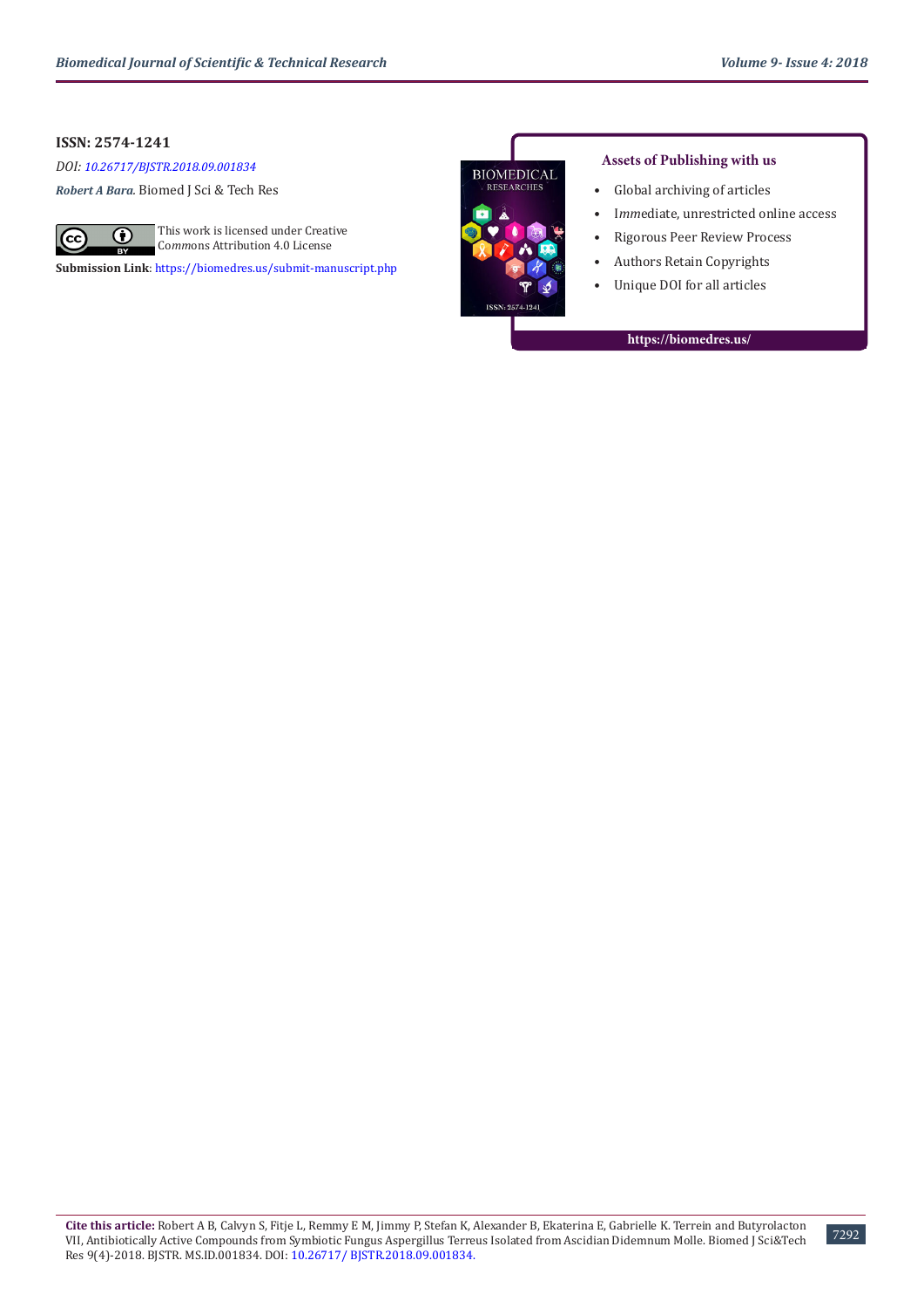**ISSN: 2574-1241**

*DOI: 10.26717/BJSTR.2018.09.001834*

***Robert A Bara.*** Biomed J Sci & Tech Res

This work is licensed under Creative Commons Attribution 4.0 License

**Submission Link**: https://biomedres.us/submit-manuscript.php

### Assets of Publishing with us

- Global archiving of articles
- Immediate, unrestricted online access
- Rigorous Peer Review Process
- Authors Retain Copyrights
- Unique DOI for all articles

**https://biomedres.us/**

**Cite this article:** Robert A B, Calvyn S, Fitje L, Remmy E M, Jimmy P, Stefan K, Alexander B, Ekaterina E, Gabrielle K. Terrein and Butyrolacton VII, Antibiotically Active Compounds from Symbiotic Fungus Aspergillus Terreus Isolated from Ascidian Didemnum Molle. Biomed J Sci&Tech Res 9(4)-2018. BJSTR. MS.ID.001834. DOI: 10.26717/ BJSTR.2018.09.001834.